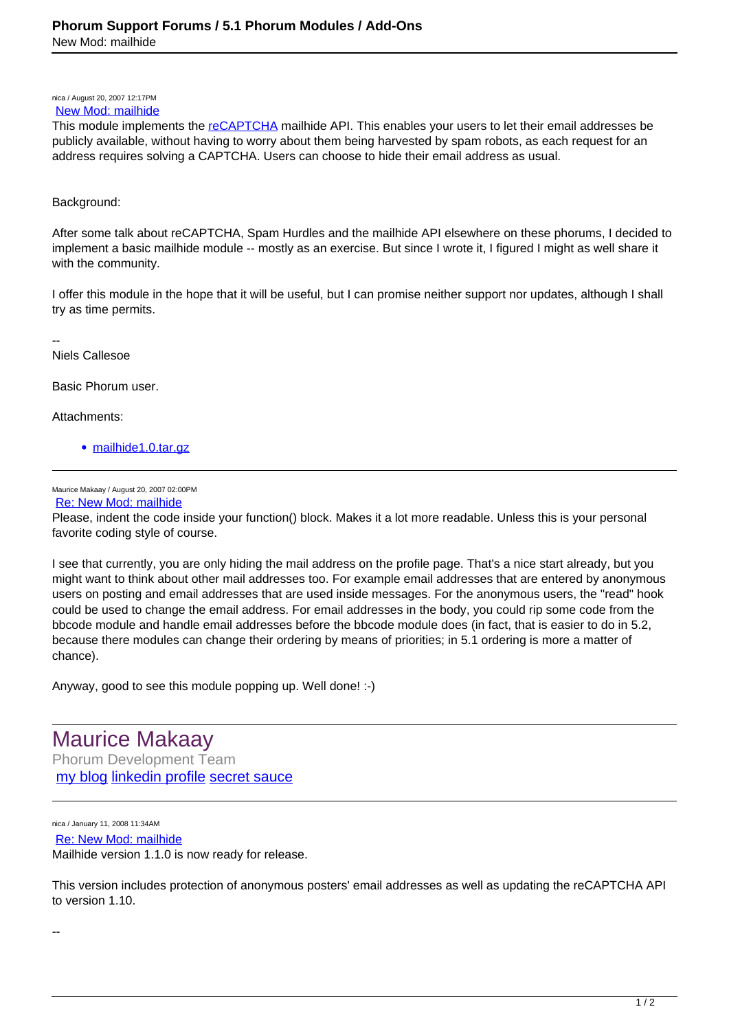# Phorum Support Forums / 5.1 Phorum Modules / Add-Ons

New Mod: mailhide

nica / August 20, 2007 12:17PM

[New Mod: mailhide]

This module implements the [reCAPTCHA] mailhide API. This enables your users to let their email addresses be publicly available, without having to worry about them being harvested by spam robots, as each request for an address requires solving a CAPTCHA. Users can choose to hide their email address as usual.

Background:

After some talk about reCAPTCHA, Spam Hurdles and the mailhide API elsewhere on these phorums, I decided to implement a basic mailhide module -- mostly as an exercise. But since I wrote it, I figured I might as well share it with the community.

I offer this module in the hope that it will be useful, but I can promise neither support nor updates, although I shall try as time permits.

--
Niels Callesoe

Basic Phorum user.

Attachments:

- [mailhide1.0.tar.gz]

---

Maurice Makaay / August 20, 2007 02:00PM

[Re: New Mod: mailhide]

Please, indent the code inside your function() block. Makes it a lot more readable. Unless this is your personal favorite coding style of course.

I see that currently, you are only hiding the mail address on the profile page. That's a nice start already, but you might want to think about other mail addresses too. For example email addresses that are entered by anonymous users on posting and email addresses that are used inside messages. For the anonymous users, the "read" hook could be used to change the email address. For email addresses in the body, you could rip some code from the bbcode module and handle email addresses before the bbcode module does (in fact, that is easier to do in 5.2, because there modules can change their ordering by means of priorities; in 5.1 ordering is more a matter of chance).

Anyway, good to see this module popping up. Well done! :-)

## Maurice Makaay

Phorum Development Team

[my blog] [linkedin profile] [secret sauce]

---

nica / January 11, 2008 11:34AM

[Re: New Mod: mailhide]

Mailhide version 1.1.0 is now ready for release.

This version includes protection of anonymous posters' email addresses as well as updating the reCAPTCHA API to version 1.10.

--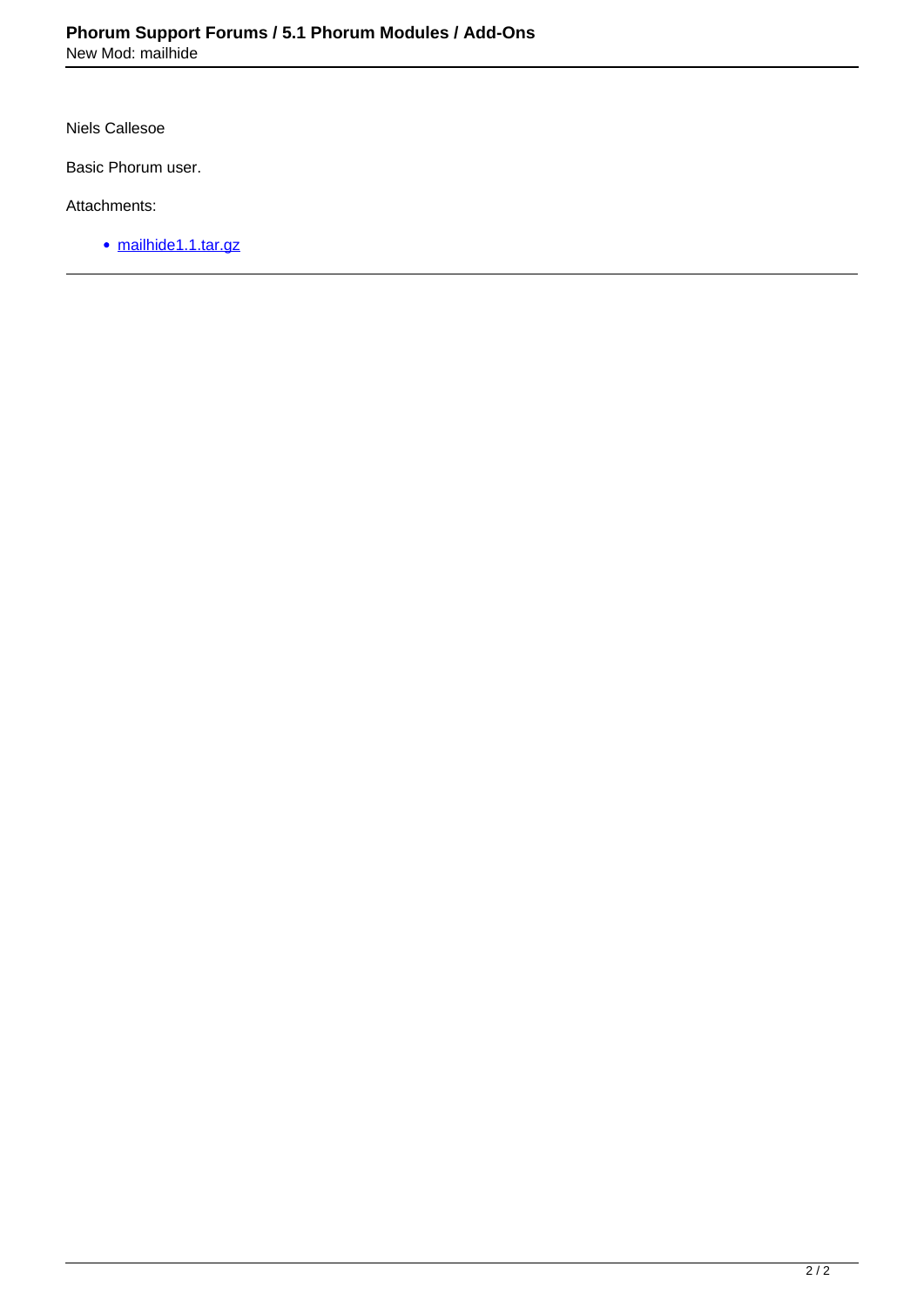Niels Callesoe

Basic Phorum user.

Attachments:

- mailhide1.1.tar.gz